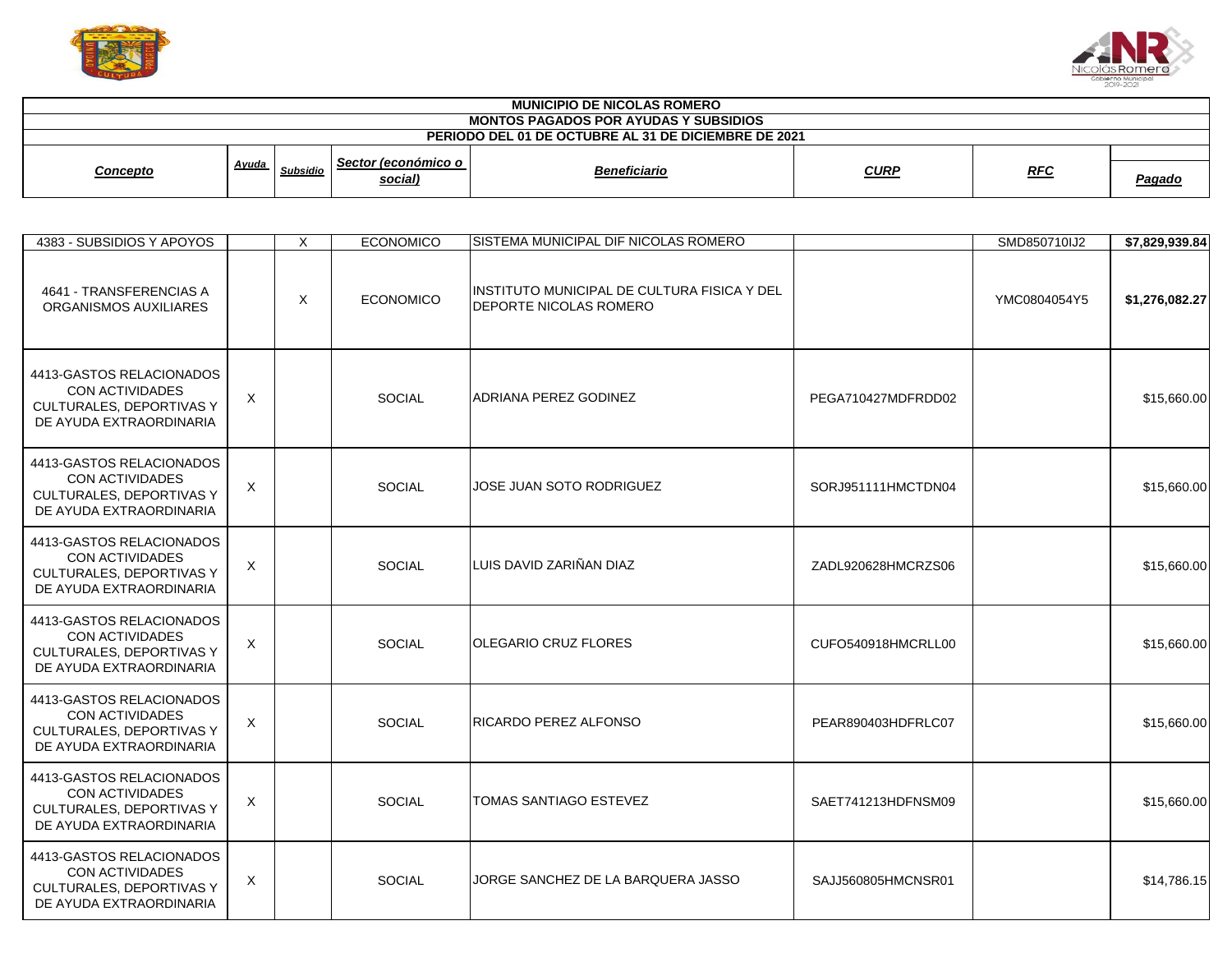**MUNICIPIO DE NICOLAS ROMERO**
**MONTOS PAGADOS POR AYUDAS Y SUBSIDIOS**
**PERIODO DEL 01 DE OCTUBRE AL 31 DE DICIEMBRE DE 2021**

| Concepto | Ayuda | Subsidio | Sector (económico o social) | Beneficiario | CURP | RFC | Pagado |
|---|---|---|---|---|---|---|---|
| 4383 - SUBSIDIOS Y APOYOS | | X | ECONOMICO | SISTEMA MUNICIPAL DIF NICOLAS ROMERO | | SMD850710IJ2 | $7,829,939.84 |
| 4641 - TRANSFERENCIAS A ORGANISMOS AUXILIARES | | X | ECONOMICO | INSTITUTO MUNICIPAL DE CULTURA FISICA Y DEL DEPORTE NICOLAS ROMERO | | YMC0804054Y5 | $1,276,082.27 |
| 4413-GASTOS RELACIONADOS CON ACTIVIDADES CULTURALES, DEPORTIVAS Y DE AYUDA EXTRAORDINARIA | X | | SOCIAL | ADRIANA PEREZ GODINEZ | PEGA710427MDFRDD02 | | $15,660.00 |
| 4413-GASTOS RELACIONADOS CON ACTIVIDADES CULTURALES, DEPORTIVAS Y DE AYUDA EXTRAORDINARIA | X | | SOCIAL | JOSE JUAN SOTO RODRIGUEZ | SORJ951111HMCTDN04 | | $15,660.00 |
| 4413-GASTOS RELACIONADOS CON ACTIVIDADES CULTURALES, DEPORTIVAS Y DE AYUDA EXTRAORDINARIA | X | | SOCIAL | LUIS DAVID ZARIÑAN DIAZ | ZADL920628HMCRZS06 | | $15,660.00 |
| 4413-GASTOS RELACIONADOS CON ACTIVIDADES CULTURALES, DEPORTIVAS Y DE AYUDA EXTRAORDINARIA | X | | SOCIAL | OLEGARIO CRUZ FLORES | CUFO540918HMCRLL00 | | $15,660.00 |
| 4413-GASTOS RELACIONADOS CON ACTIVIDADES CULTURALES, DEPORTIVAS Y DE AYUDA EXTRAORDINARIA | X | | SOCIAL | RICARDO PEREZ ALFONSO | PEAR890403HDFRLC07 | | $15,660.00 |
| 4413-GASTOS RELACIONADOS CON ACTIVIDADES CULTURALES, DEPORTIVAS Y DE AYUDA EXTRAORDINARIA | X | | SOCIAL | TOMAS SANTIAGO ESTEVEZ | SAET741213HDFNSM09 | | $15,660.00 |
| 4413-GASTOS RELACIONADOS CON ACTIVIDADES CULTURALES, DEPORTIVAS Y DE AYUDA EXTRAORDINARIA | X | | SOCIAL | JORGE SANCHEZ DE LA BARQUERA JASSO | SAJJ560805HMCNSR01 | | $14,786.15 |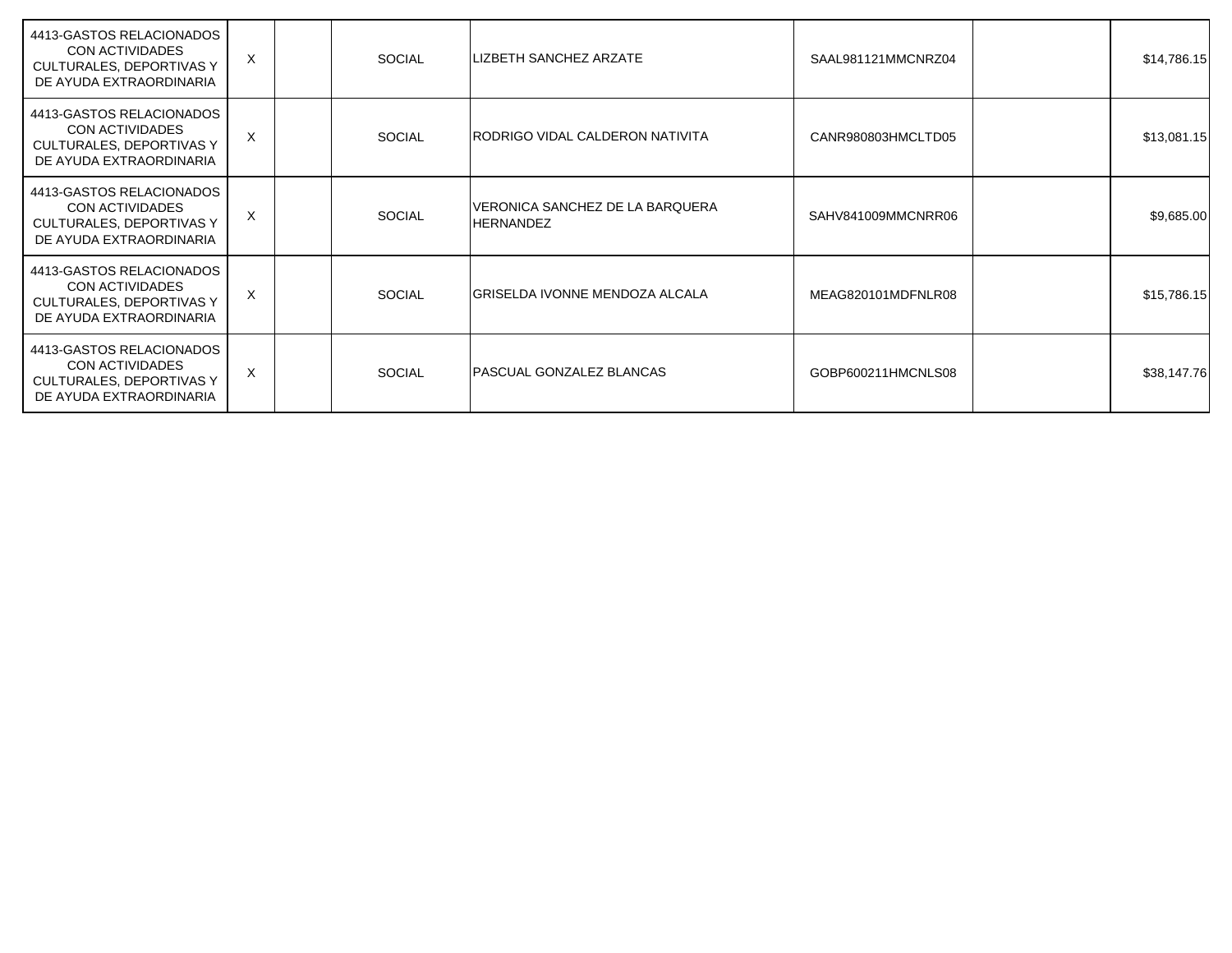| | | | | | | | |
|---|---|---|---|---|---|---|---|
| 4413-GASTOS RELACIONADOS CON ACTIVIDADES CULTURALES, DEPORTIVAS Y DE AYUDA EXTRAORDINARIA | X | | SOCIAL | LIZBETH SANCHEZ ARZATE | SAAL981121MMCNRZ04 | | $14,786.15 |
| 4413-GASTOS RELACIONADOS CON ACTIVIDADES CULTURALES, DEPORTIVAS Y DE AYUDA EXTRAORDINARIA | X | | SOCIAL | RODRIGO VIDAL CALDERON NATIVITA | CANR980803HMCLTD05 | | $13,081.15 |
| 4413-GASTOS RELACIONADOS CON ACTIVIDADES CULTURALES, DEPORTIVAS Y DE AYUDA EXTRAORDINARIA | X | | SOCIAL | VERONICA SANCHEZ DE LA BARQUERA HERNANDEZ | SAHV841009MMCNRR06 | | $9,685.00 |
| 4413-GASTOS RELACIONADOS CON ACTIVIDADES CULTURALES, DEPORTIVAS Y DE AYUDA EXTRAORDINARIA | X | | SOCIAL | GRISELDA IVONNE MENDOZA ALCALA | MEAG820101MDFNLR08 | | $15,786.15 |
| 4413-GASTOS RELACIONADOS CON ACTIVIDADES CULTURALES, DEPORTIVAS Y DE AYUDA EXTRAORDINARIA | X | | SOCIAL | PASCUAL GONZALEZ BLANCAS | GOBP600211HMCNLS08 | | $38,147.76 |